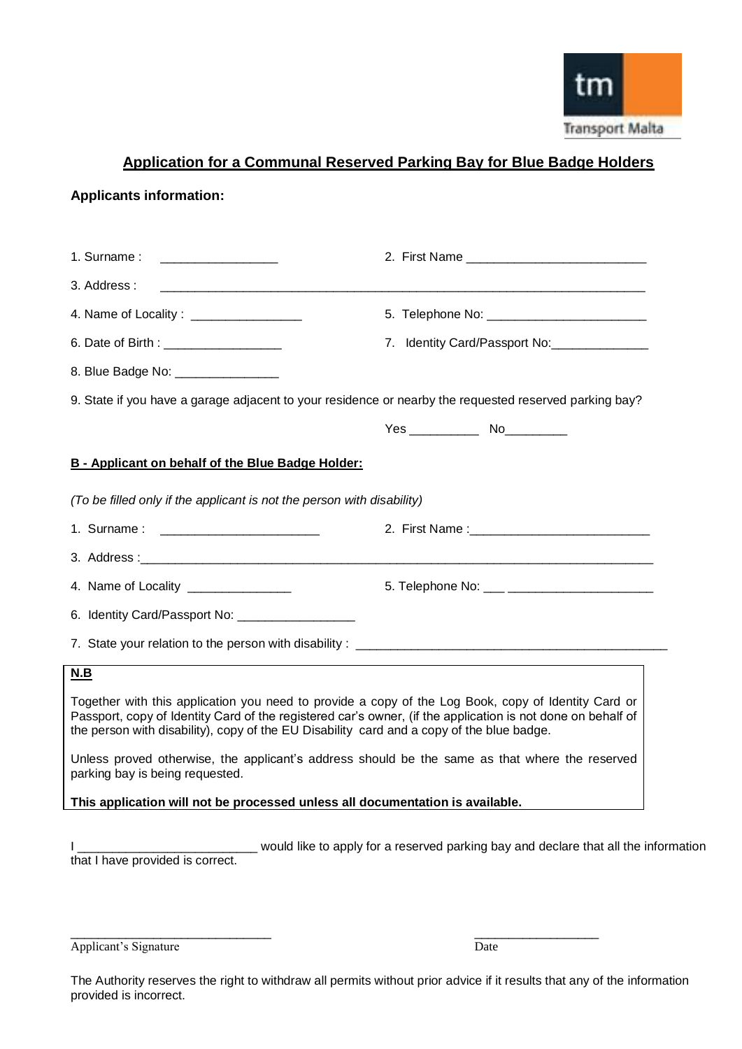Transport Malta

## Application for a Communal Reserved Parking Bay for Blue Badge Holders

**Applicants information:**

1. Surname : _________________  2. First Name __________________________

3. Address : ______________________________________________________________________

4. Name of Locality : ________________  5. Telephone No: _______________________

6. Date of Birth : _________________  7. Identity Card/Passport No:______________

8. Blue Badge No: _______________

9. State if you have a garage adjacent to your residence or nearby the requested reserved parking bay?

Yes __________ No_________

**B - Applicant on behalf of the Blue Badge Holder:**

*(To be filled only if the applicant is not the person with disability)*

1. Surname : _______________________  2. First Name :__________________________

3. Address :_______________________________________________________________________

4. Name of Locality _______________  5. Telephone No: ___ _____________________

6. Identity Card/Passport No: _________________

7. State your relation to the person with disability : _____________________________________________

**N.B**

Together with this application you need to provide a copy of the Log Book, copy of Identity Card or Passport, copy of Identity Card of the registered car's owner, (if the application is not done on behalf of the person with disability), copy of the EU Disability card and a copy of the blue badge.

Unless proved otherwise, the applicant's address should be the same as that where the reserved parking bay is being requested.

**This application will not be processed unless all documentation is available.**

I __________________________ would like to apply for a reserved parking bay and declare that all the information that I have provided is correct.

_____________________________  __________________

Applicant's Signature  Date

The Authority reserves the right to withdraw all permits without prior advice if it results that any of the information provided is incorrect.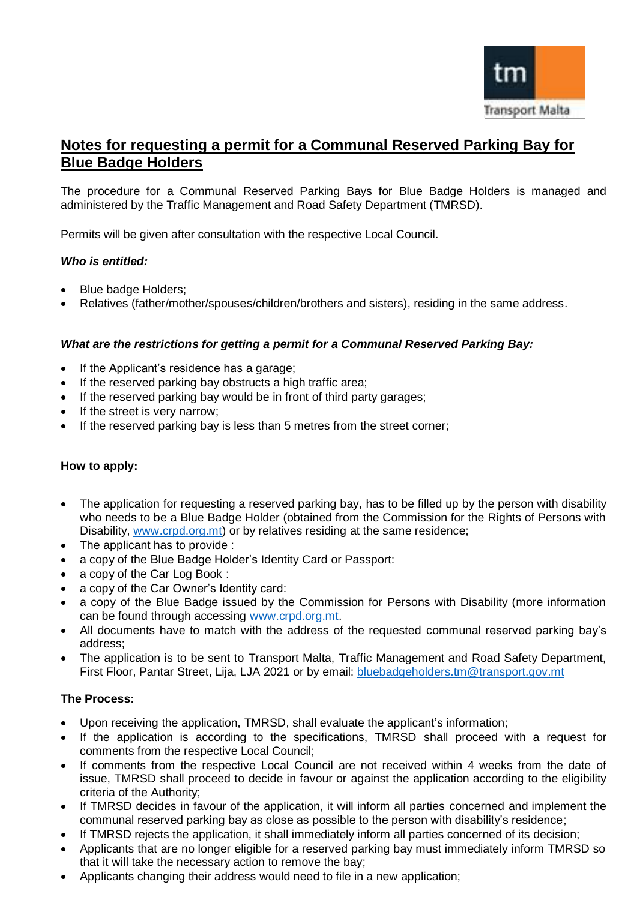## Notes for requesting a permit for a Communal Reserved Parking Bay for Blue Badge Holders

The procedure for a Communal Reserved Parking Bays for Blue Badge Holders is managed and administered by the Traffic Management and Road Safety Department (TMRSD).

Permits will be given after consultation with the respective Local Council.

***Who is entitled:***

- Blue badge Holders;
- Relatives (father/mother/spouses/children/brothers and sisters), residing in the same address.

***What are the restrictions for getting a permit for a Communal Reserved Parking Bay:***

- If the Applicant's residence has a garage;
- If the reserved parking bay obstructs a high traffic area;
- If the reserved parking bay would be in front of third party garages;
- If the street is very narrow;
- If the reserved parking bay is less than 5 metres from the street corner;

**How to apply:**

- The application for requesting a reserved parking bay, has to be filled up by the person with disability who needs to be a Blue Badge Holder (obtained from the Commission for the Rights of Persons with Disability, www.crpd.org.mt) or by relatives residing at the same residence;
- The applicant has to provide :
- a copy of the Blue Badge Holder's Identity Card or Passport:
- a copy of the Car Log Book :
- a copy of the Car Owner's Identity card:
- a copy of the Blue Badge issued by the Commission for Persons with Disability (more information can be found through accessing www.crpd.org.mt.
- All documents have to match with the address of the requested communal reserved parking bay's address;
- The application is to be sent to Transport Malta, Traffic Management and Road Safety Department, First Floor, Pantar Street, Lija, LJA 2021 or by email: bluebadgeholders.tm@transport.gov.mt

**The Process:**

- Upon receiving the application, TMRSD, shall evaluate the applicant's information;
- If the application is according to the specifications, TMRSD shall proceed with a request for comments from the respective Local Council;
- If comments from the respective Local Council are not received within 4 weeks from the date of issue, TMRSD shall proceed to decide in favour or against the application according to the eligibility criteria of the Authority;
- If TMRSD decides in favour of the application, it will inform all parties concerned and implement the communal reserved parking bay as close as possible to the person with disability's residence;
- If TMRSD rejects the application, it shall immediately inform all parties concerned of its decision;
- Applicants that are no longer eligible for a reserved parking bay must immediately inform TMRSD so that it will take the necessary action to remove the bay;
- Applicants changing their address would need to file in a new application;